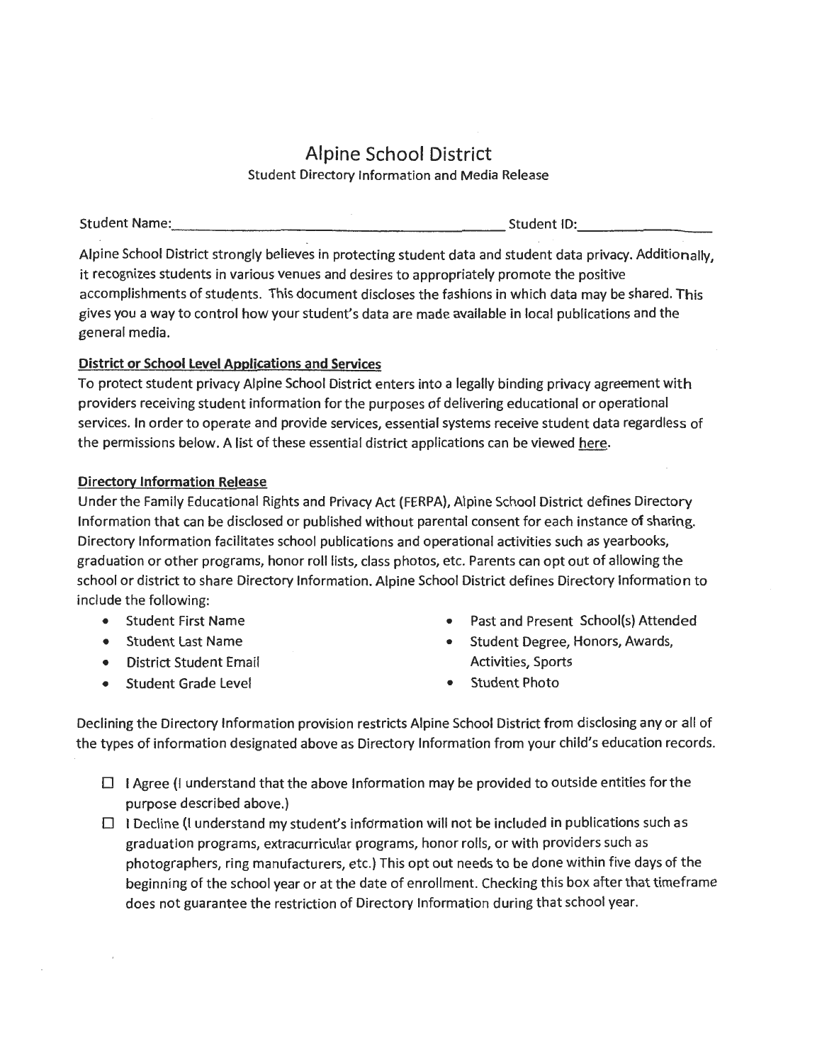# Alpine School District

Student Directory Information and Media Release

Student Name:\_\_\_\_\_\_\_\_\_\_\_\_\_\_\_\_\_\_\_\_\_\_\_\_\_\_\_\_\_\_\_\_\_\_\_\_\_\_\_\_ Student ID:\_\_\_\_\_\_\_\_\_\_\_\_\_\_\_\_

Alpine School District strongly believes in protecting student data and student data privacy. Additionally, it recognizes students in various venues and desires to appropriately promote the positive accomplishments of students. This document discloses the fashions in which data may be shared. This gives you a way to control how your student's data are made available in local publications and the general media.

**District or School Level Applications and Services**

To protect student privacy Alpine School District enters into a legally binding privacy agreement with providers receiving student information for the purposes of delivering educational or operational services. In order to operate and provide services, essential systems receive student data regardless of the permissions below. A list of these essential district applications can be viewed here.

**Directory Information Release**

Under the Family Educational Rights and Privacy Act (FERPA), Alpine School District defines Directory Information that can be disclosed or published without parental consent for each instance of sharing. Directory Information facilitates school publications and operational activities such as yearbooks, graduation or other programs, honor roll lists, class photos, etc. Parents can opt out of allowing the school or district to share Directory Information. Alpine School District defines Directory Information to include the following:

- Student First Name
- Student Last Name
- District Student Email
- Student Grade Level
- Past and Present School(s) Attended
- Student Degree, Honors, Awards, Activities, Sports
- Student Photo

Declining the Directory Information provision restricts Alpine School District from disclosing any or all of the types of information designated above as Directory Information from your child's education records.

- ☐ I Agree (I understand that the above Information may be provided to outside entities for the purpose described above.)
- ☐ I Decline (I understand my student's information will not be included in publications such as graduation programs, extracurricular programs, honor rolls, or with providers such as photographers, ring manufacturers, etc.) This opt out needs to be done within five days of the beginning of the school year or at the date of enrollment. Checking this box after that timeframe does not guarantee the restriction of Directory Information during that school year.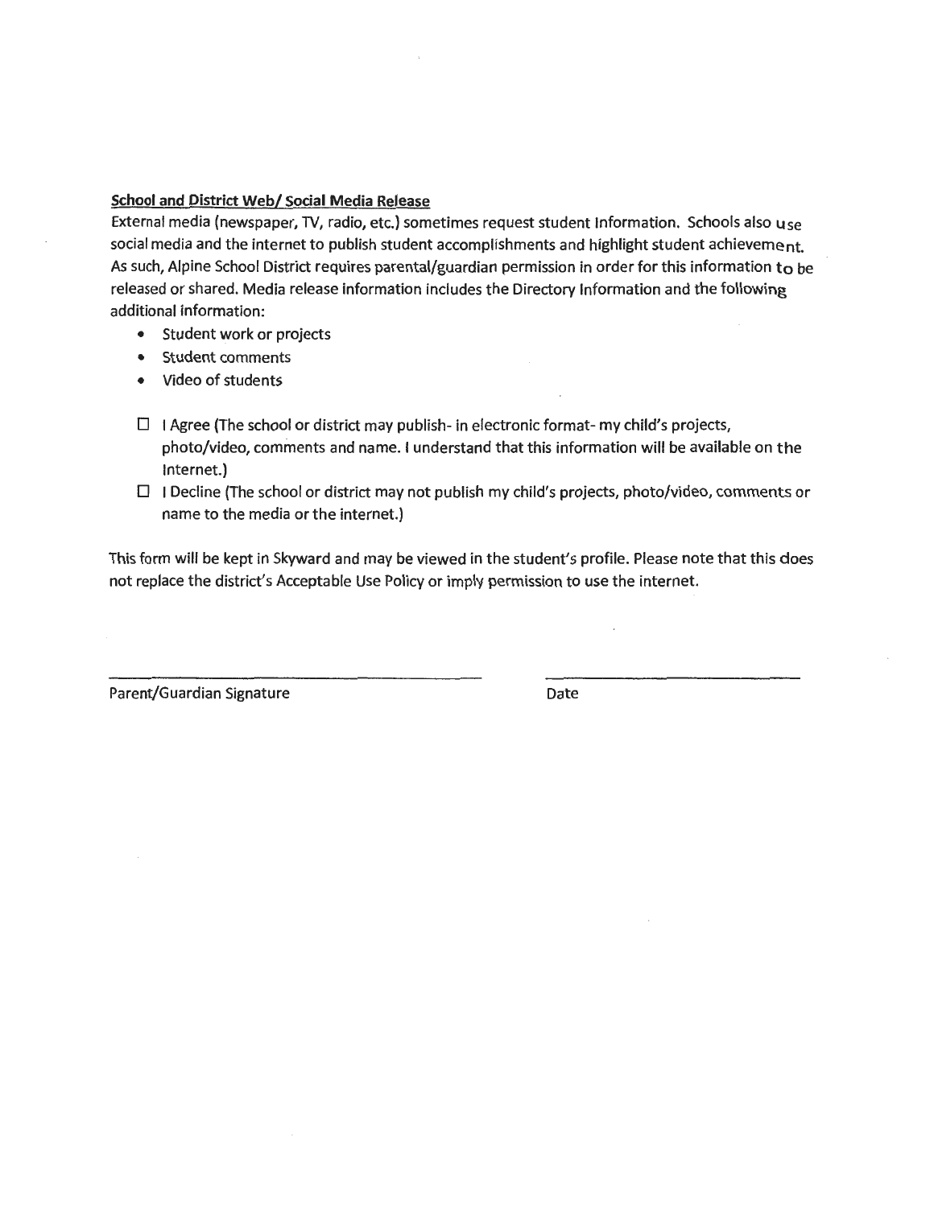**School and District Web/ Social Media Release**

External media (newspaper, TV, radio, etc.) sometimes request student information. Schools also use social media and the internet to publish student accomplishments and highlight student achievement. As such, Alpine School District requires parental/guardian permission in order for this information to be released or shared. Media release information includes the Directory Information and the following additional information:

- Student work or projects
- Student comments
- Video of students

☐ I Agree (The school or district may publish- in electronic format- my child's projects, photo/video, comments and name. I understand that this information will be available on the Internet.)

☐ I Decline (The school or district may not publish my child's projects, photo/video, comments or name to the media or the internet.)

This form will be kept in Skyward and may be viewed in the student's profile. Please note that this does not replace the district's Acceptable Use Policy or imply permission to use the internet.

\_\_\_\_\_\_\_\_\_\_\_\_\_\_\_\_\_\_\_\_\_\_\_\_\_\_\_\_\_\_\_\_\_\_\_\_ \_\_\_\_\_\_\_\_\_\_\_\_\_\_\_\_\_\_\_\_\_\_\_\_\_\_

Parent/Guardian Signature Date